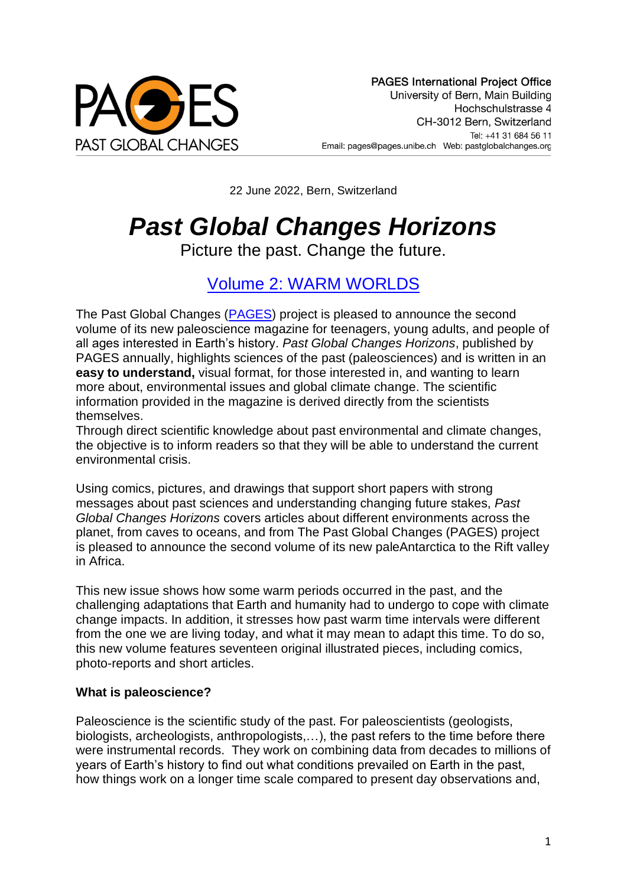PAGES International Project Office
University of Bern, Main Building
Hochschulstrasse 4
CH-3012 Bern, Switzerland
Tel: +41 31 684 56 11
Email: pages@pages.unibe.ch Web: pastglobalchanges.org

22 June 2022, Bern, Switzerland

# *Past Global Changes Horizons*

Picture the past. Change the future.

## Volume 2: WARM WORLDS

The Past Global Changes (PAGES) project is pleased to announce the second volume of its new paleoscience magazine for teenagers, young adults, and people of all ages interested in Earth's history. *Past Global Changes Horizons*, published by PAGES annually, highlights sciences of the past (paleosciences) and is written in an **easy to understand,** visual format, for those interested in, and wanting to learn more about, environmental issues and global climate change. The scientific information provided in the magazine is derived directly from the scientists themselves.
Through direct scientific knowledge about past environmental and climate changes, the objective is to inform readers so that they will be able to understand the current environmental crisis.

Using comics, pictures, and drawings that support short papers with strong messages about past sciences and understanding changing future stakes, *Past Global Changes Horizons* covers articles about different environments across the planet, from caves to oceans, and from The Past Global Changes (PAGES) project is pleased to announce the second volume of its new paleAntarctica to the Rift valley in Africa.

This new issue shows how some warm periods occurred in the past, and the challenging adaptations that Earth and humanity had to undergo to cope with climate change impacts. In addition, it stresses how past warm time intervals were different from the one we are living today, and what it may mean to adapt this time. To do so, this new volume features seventeen original illustrated pieces, including comics, photo-reports and short articles.

**What is paleoscience?**

Paleoscience is the scientific study of the past. For paleoscientists (geologists, biologists, archeologists, anthropologists,…), the past refers to the time before there were instrumental records. They work on combining data from decades to millions of years of Earth's history to find out what conditions prevailed on Earth in the past, how things work on a longer time scale compared to present day observations and,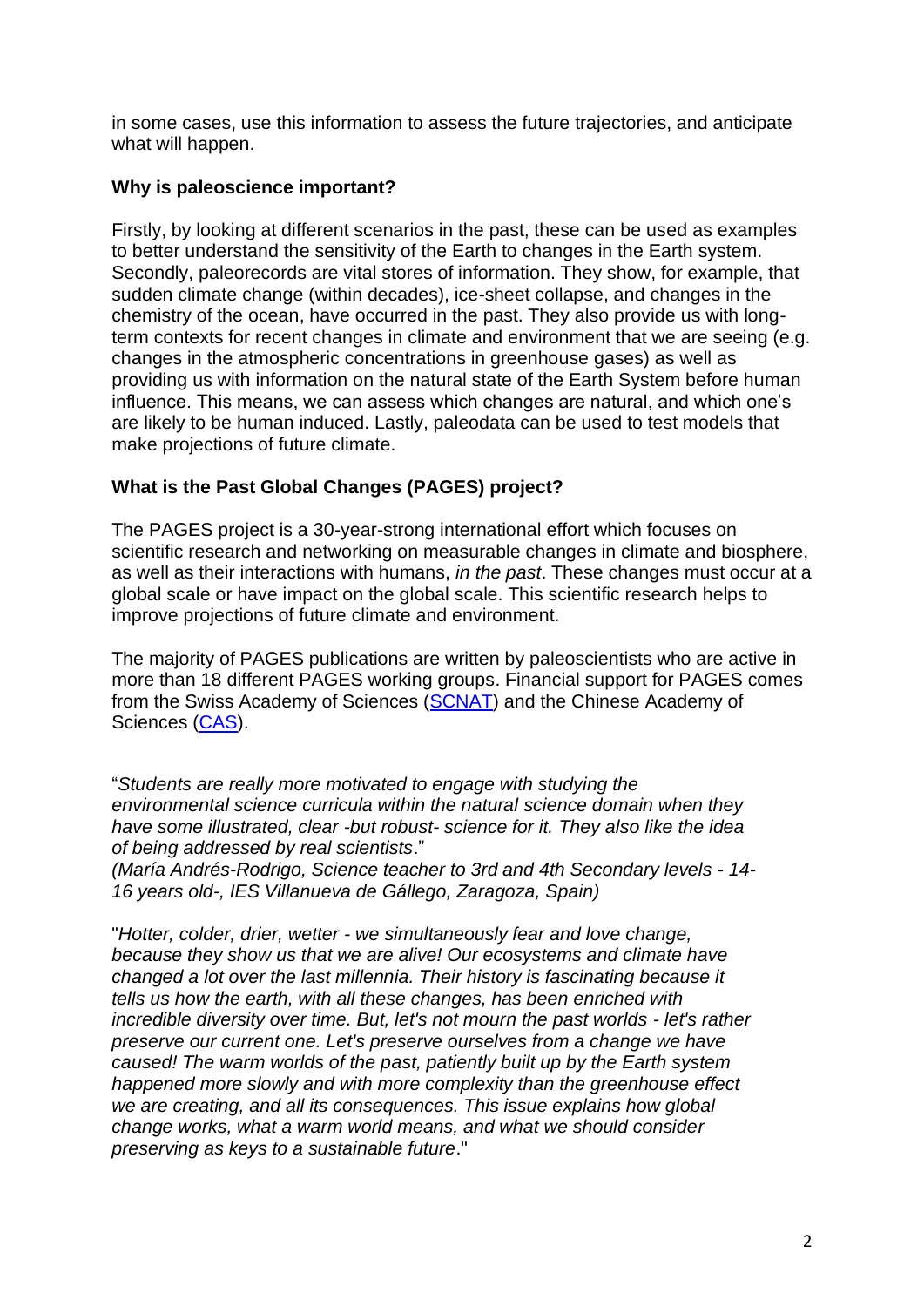in some cases, use this information to assess the future trajectories, and anticipate what will happen.

**Why is paleoscience important?**

Firstly, by looking at different scenarios in the past, these can be used as examples to better understand the sensitivity of the Earth to changes in the Earth system. Secondly, paleorecords are vital stores of information. They show, for example, that sudden climate change (within decades), ice-sheet collapse, and changes in the chemistry of the ocean, have occurred in the past. They also provide us with long-term contexts for recent changes in climate and environment that we are seeing (e.g. changes in the atmospheric concentrations in greenhouse gases) as well as providing us with information on the natural state of the Earth System before human influence. This means, we can assess which changes are natural, and which one's are likely to be human induced. Lastly, paleodata can be used to test models that make projections of future climate.

**What is the Past Global Changes (PAGES) project?**

The PAGES project is a 30-year-strong international effort which focuses on scientific research and networking on measurable changes in climate and biosphere, as well as their interactions with humans, *in the past*. These changes must occur at a global scale or have impact on the global scale. This scientific research helps to improve projections of future climate and environment.

The majority of PAGES publications are written by paleoscientists who are active in more than 18 different PAGES working groups. Financial support for PAGES comes from the Swiss Academy of Sciences (SCNAT) and the Chinese Academy of Sciences (CAS).

"*Students are really more motivated to engage with studying the environmental science curricula within the natural science domain when they have some illustrated, clear -but robust- science for it. They also like the idea of being addressed by real scientists*."
*(María Andrés-Rodrigo, Science teacher to 3rd and 4th Secondary levels - 14-16 years old-, IES Villanueva de Gállego, Zaragoza, Spain)*

"*Hotter, colder, drier, wetter - we simultaneously fear and love change, because they show us that we are alive! Our ecosystems and climate have changed a lot over the last millennia. Their history is fascinating because it tells us how the earth, with all these changes, has been enriched with incredible diversity over time. But, let's not mourn the past worlds - let's rather preserve our current one. Let's preserve ourselves from a change we have caused! The warm worlds of the past, patiently built up by the Earth system happened more slowly and with more complexity than the greenhouse effect we are creating, and all its consequences. This issue explains how global change works, what a warm world means, and what we should consider preserving as keys to a sustainable future*."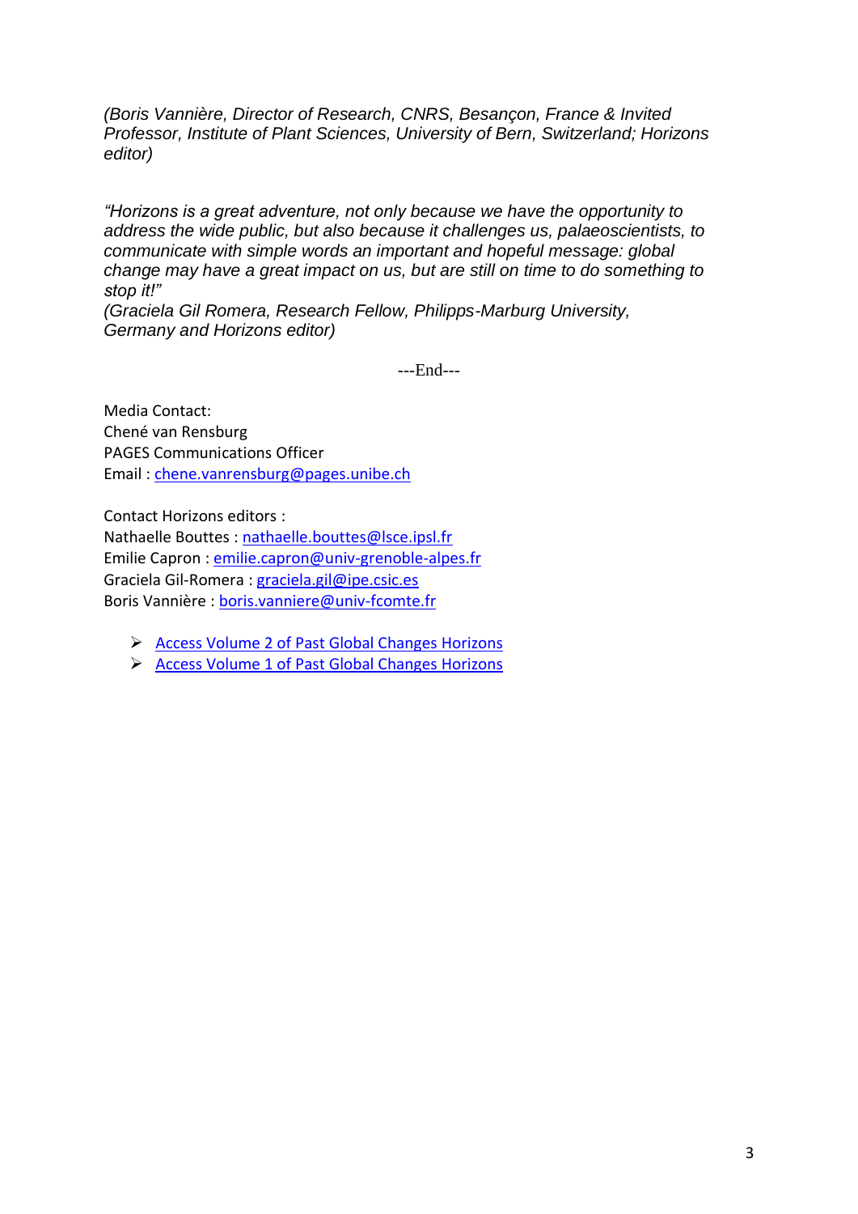*(Boris Vannière, Director of Research, CNRS, Besançon, France & Invited Professor, Institute of Plant Sciences, University of Bern, Switzerland; Horizons editor)*

*"Horizons is a great adventure, not only because we have the opportunity to address the wide public, but also because it challenges us, palaeoscientists, to communicate with simple words an important and hopeful message: global change may have a great impact on us, but are still on time to do something to stop it!"*
*(Graciela Gil Romera, Research Fellow, Philipps-Marburg University, Germany and Horizons editor)*

---End---

Media Contact:
Chené van Rensburg
PAGES Communications Officer
Email : chene.vanrensburg@pages.unibe.ch

Contact Horizons editors :
Nathaelle Bouttes : nathaelle.bouttes@lsce.ipsl.fr
Emilie Capron : emilie.capron@univ-grenoble-alpes.fr
Graciela Gil-Romera : graciela.gil@ipe.csic.es
Boris Vannière : boris.vanniere@univ-fcomte.fr

- Access Volume 2 of Past Global Changes Horizons
- Access Volume 1 of Past Global Changes Horizons